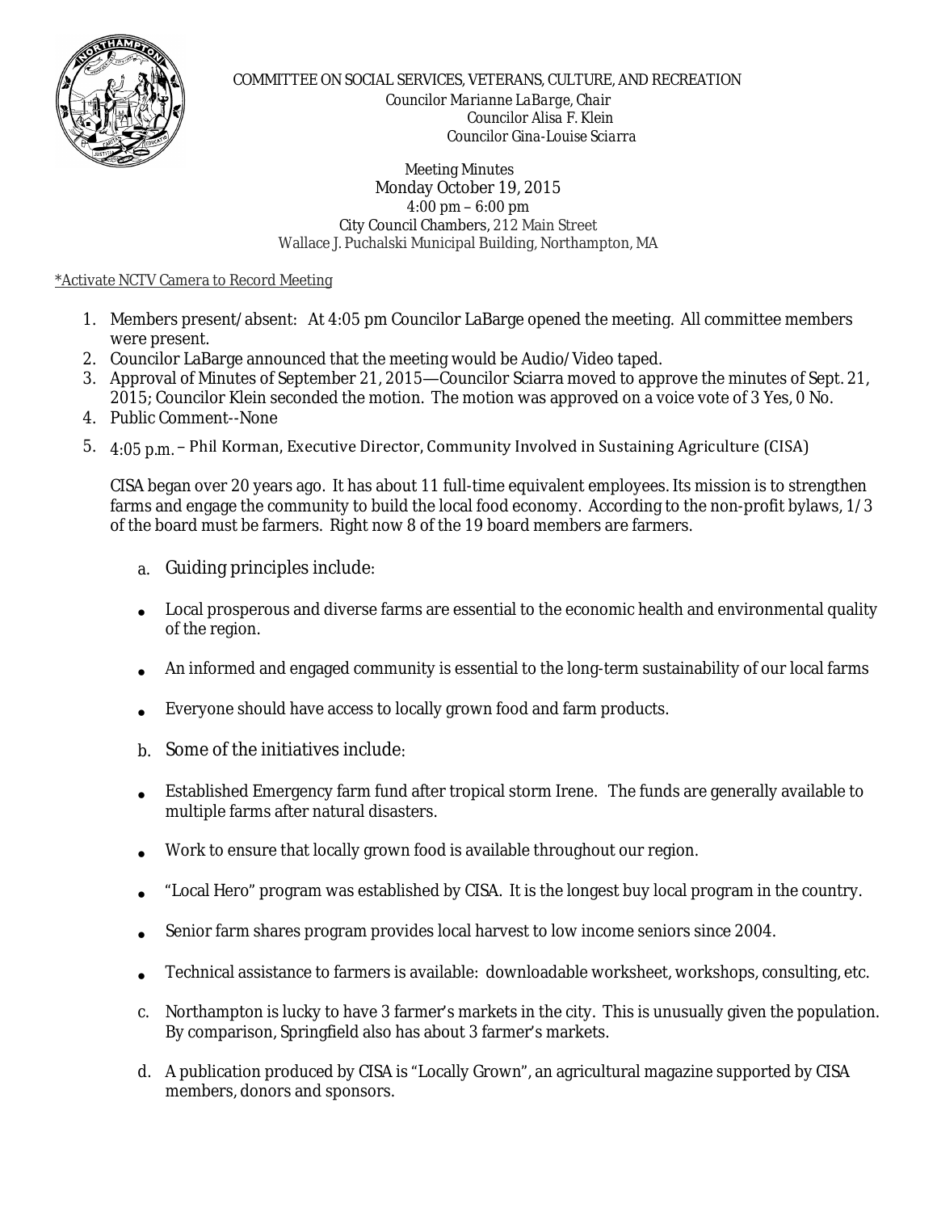COMMITTEE ON SOCIAL SERVICES, VETERANS, CULTURE, AND RECREATION

*Councilor Marianne LaBarge, Chair*
*Councilor Alisa F. Klein*
*Councilor Gina-Louise Sciarra*

Meeting Minutes
Monday October 19, 2015
4:00 pm – 6:00 pm
City Council Chambers, 212 Main Street
Wallace J. Puchalski Municipal Building, Northampton, MA

*Activate NCTV Camera to Record Meeting

1. Members present/absent: At 4:05 pm Councilor LaBarge opened the meeting. All committee members were present.
2. Councilor LaBarge announced that the meeting would be Audio/Video taped.
3. Approval of Minutes of September 21, 2015—Councilor Sciarra moved to approve the minutes of Sept. 21, 2015; Councilor Klein seconded the motion. The motion was approved on a voice vote of 3 Yes, 0 No.
4. Public Comment--None
5. 4:05 p.m. – Phil Korman, Executive Director, Community Involved in Sustaining Agriculture (CISA)

   CISA began over 20 years ago. It has about 11 full-time equivalent employees. Its mission is to strengthen farms and engage the community to build the local food economy. According to the non-profit bylaws, 1/3 of the board must be farmers. Right now 8 of the 19 board members are farmers.

   a. Guiding principles include:

   - Local prosperous and diverse farms are essential to the economic health and environmental quality of the region.
   - An informed and engaged community is essential to the long-term sustainability of our local farms
   - Everyone should have access to locally grown food and farm products.

   b. Some of the initiatives include:

   - Established Emergency farm fund after tropical storm Irene. The funds are generally available to multiple farms after natural disasters.
   - Work to ensure that locally grown food is available throughout our region.
   - "Local Hero" program was established by CISA. It is the longest buy local program in the country.
   - Senior farm shares program provides local harvest to low income seniors since 2004.
   - Technical assistance to farmers is available: downloadable worksheet, workshops, consulting, etc.

   c. Northampton is lucky to have 3 farmer's markets in the city. This is unusually given the population. By comparison, Springfield also has about 3 farmer's markets.

   d. A publication produced by CISA is "Locally Grown", an agricultural magazine supported by CISA members, donors and sponsors.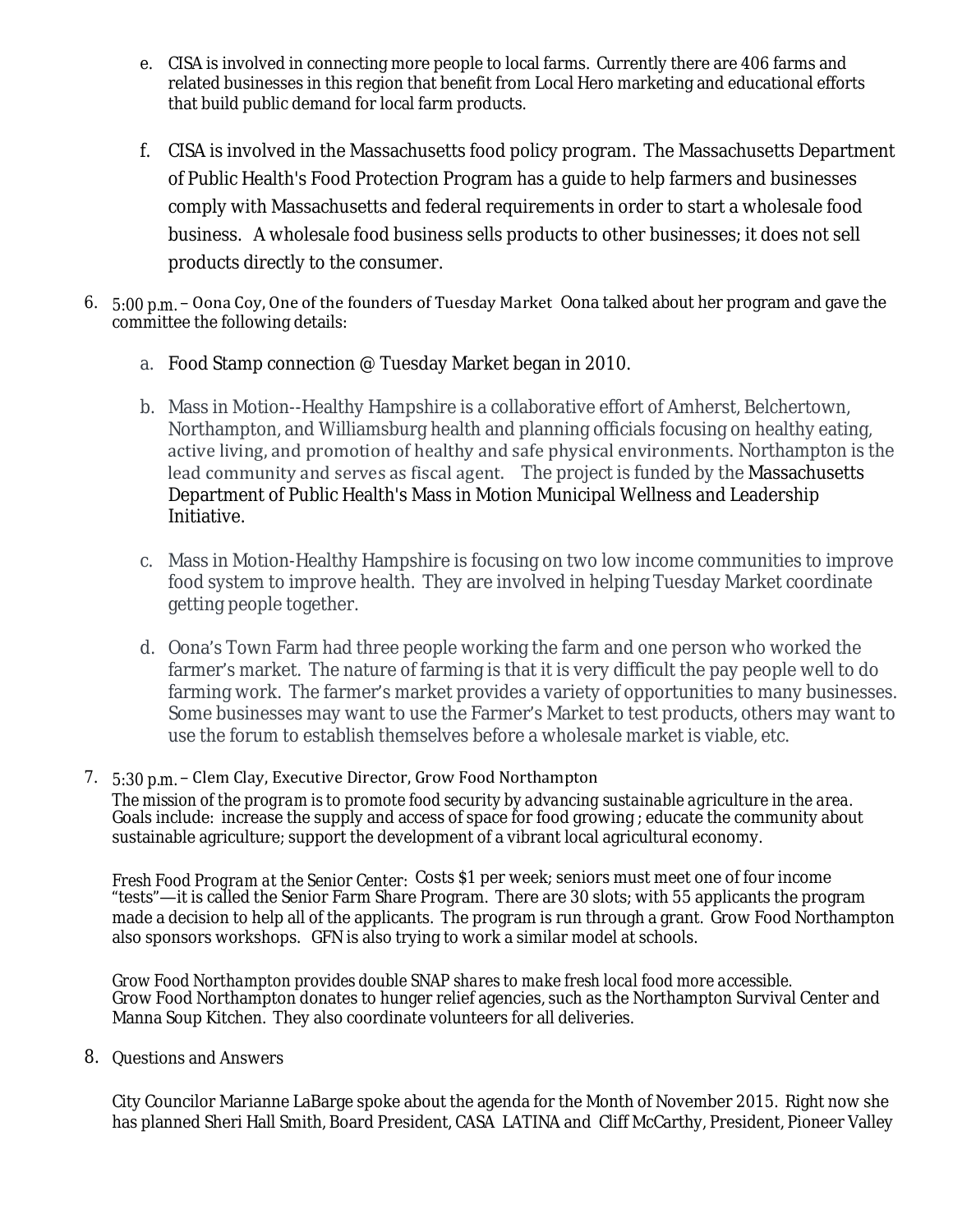e. CISA is involved in connecting more people to local farms. Currently there are 406 farms and related businesses in this region that benefit from Local Hero marketing and educational efforts that build public demand for local farm products.

f. CISA is involved in the Massachusetts food policy program. The Massachusetts Department of Public Health's Food Protection Program has a guide to help farmers and businesses comply with Massachusetts and federal requirements in order to start a wholesale food business. A wholesale food business sells products to other businesses; it does not sell products directly to the consumer.

6. 5:00 p.m. – Oona Coy, One of the founders of Tuesday Market Oona talked about her program and gave the committee the following details:

   a. Food Stamp connection @ Tuesday Market began in 2010.

   b. Mass in Motion--Healthy Hampshire is a collaborative effort of Amherst, Belchertown, Northampton, and Williamsburg health and planning officials focusing on healthy eating, active living, and promotion of healthy and safe physical environments. Northampton is the lead community and serves as fiscal agent. The project is funded by the Massachusetts Department of Public Health's Mass in Motion Municipal Wellness and Leadership Initiative.

   c. Mass in Motion-Healthy Hampshire is focusing on two low income communities to improve food system to improve health. They are involved in helping Tuesday Market coordinate getting people together.

   d. Oona's Town Farm had three people working the farm and one person who worked the farmer's market. The nature of farming is that it is very difficult the pay people well to do farming work. The farmer's market provides a variety of opportunities to many businesses. Some businesses may want to use the Farmer's Market to test products, others may want to use the forum to establish themselves before a wholesale market is viable, etc.

7. 5:30 p.m. – Clem Clay, Executive Director, Grow Food Northampton

   *The mission of the program is to promote food security by advancing sustainable agriculture in the area.* Goals include: increase the supply and access of space for food growing ; educate the community about sustainable agriculture; support the development of a vibrant local agricultural economy.

   Fresh Food Program at the Senior Center: Costs $1 per week; seniors must meet one of four income "tests"—it is called the Senior Farm Share Program. There are 30 slots; with 55 applicants the program made a decision to help all of the applicants. The program is run through a grant. Grow Food Northampton also sponsors workshops. GFN is also trying to work a similar model at schools.

   *Grow Food Northampton provides double SNAP shares to make fresh local food more accessible.* Grow Food Northampton donates to hunger relief agencies, such as the Northampton Survival Center and Manna Soup Kitchen. They also coordinate volunteers for all deliveries.

8. Questions and Answers

   City Councilor Marianne LaBarge spoke about the agenda for the Month of November 2015. Right now she has planned Sheri Hall Smith, Board President, CASA LATINA and Cliff McCarthy, President, Pioneer Valley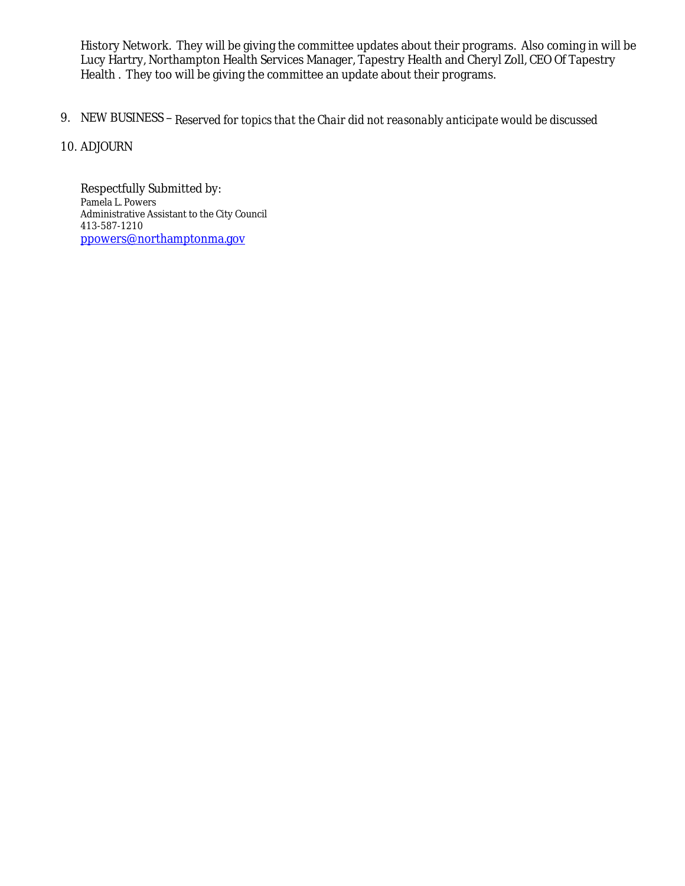History Network. They will be giving the committee updates about their programs. Also coming in will be Lucy Hartry, Northampton Health Services Manager, Tapestry Health and Cheryl Zoll, CEO Of Tapestry Health . They too will be giving the committee an update about their programs.

9. NEW BUSINESS – *Reserved for topics that the Chair did not reasonably anticipate would be discussed*

10. ADJOURN

Respectfully Submitted by:
Pamela L. Powers
Administrative Assistant to the City Council
413-587-1210
ppowers@northamptonma.gov